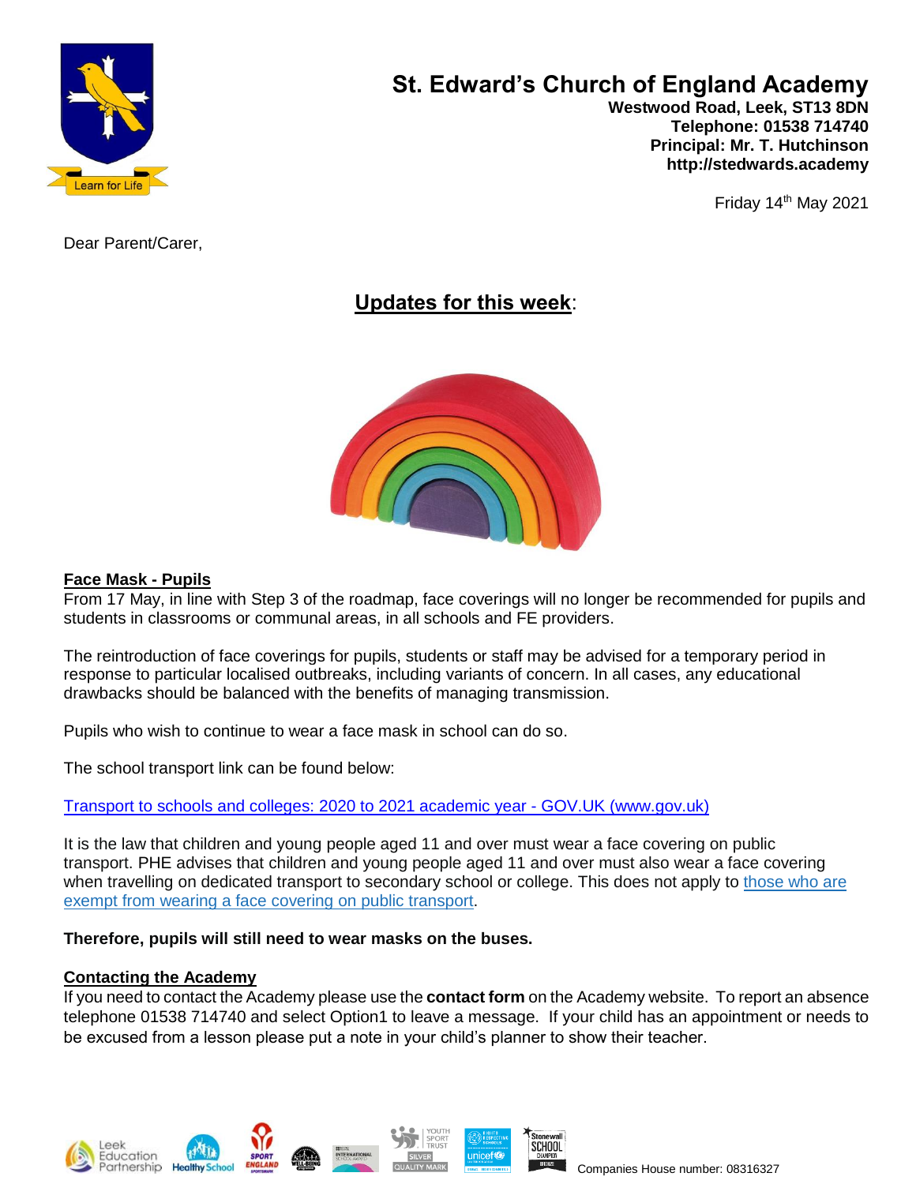# St. Edward's Church of England Academy

**Westwood Road, Leek, ST13 8DN**
**Telephone: 01538 714740**
**Principal: Mr. T. Hutchinson**
**http://stedwards.academy**

Friday 14th May 2021

Dear Parent/Carer,

## Updates for this week:

### Face Mask - Pupils

From 17 May, in line with Step 3 of the roadmap, face coverings will no longer be recommended for pupils and students in classrooms or communal areas, in all schools and FE providers.

The reintroduction of face coverings for pupils, students or staff may be advised for a temporary period in response to particular localised outbreaks, including variants of concern. In all cases, any educational drawbacks should be balanced with the benefits of managing transmission.

Pupils who wish to continue to wear a face mask in school can do so.

The school transport link can be found below:

Transport to schools and colleges: 2020 to 2021 academic year - GOV.UK (www.gov.uk)

It is the law that children and young people aged 11 and over must wear a face covering on public transport. PHE advises that children and young people aged 11 and over must also wear a face covering when travelling on dedicated transport to secondary school or college. This does not apply to those who are exempt from wearing a face covering on public transport.

**Therefore, pupils will still need to wear masks on the buses.**

### Contacting the Academy

If you need to contact the Academy please use the **contact form** on the Academy website. To report an absence telephone 01538 714740 and select Option1 to leave a message. If your child has an appointment or needs to be excused from a lesson please put a note in your child's planner to show their teacher.

Companies House number: 08316327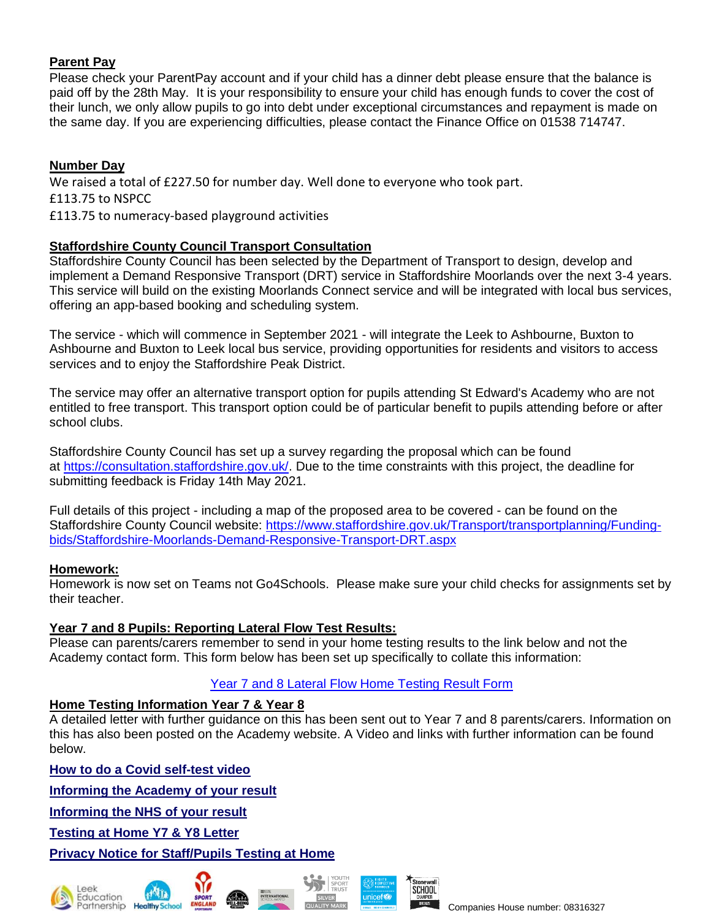**Parent Pay**

Please check your ParentPay account and if your child has a dinner debt please ensure that the balance is paid off by the 28th May. It is your responsibility to ensure your child has enough funds to cover the cost of their lunch, we only allow pupils to go into debt under exceptional circumstances and repayment is made on the same day. If you are experiencing difficulties, please contact the Finance Office on 01538 714747.

**Number Day**

We raised a total of £227.50 for number day. Well done to everyone who took part.

£113.75 to NSPCC

£113.75 to numeracy-based playground activities

**Staffordshire County Council Transport Consultation**

Staffordshire County Council has been selected by the Department of Transport to design, develop and implement a Demand Responsive Transport (DRT) service in Staffordshire Moorlands over the next 3-4 years. This service will build on the existing Moorlands Connect service and will be integrated with local bus services, offering an app-based booking and scheduling system.

The service - which will commence in September 2021 - will integrate the Leek to Ashbourne, Buxton to Ashbourne and Buxton to Leek local bus service, providing opportunities for residents and visitors to access services and to enjoy the Staffordshire Peak District.

The service may offer an alternative transport option for pupils attending St Edward's Academy who are not entitled to free transport. This transport option could be of particular benefit to pupils attending before or after school clubs.

Staffordshire County Council has set up a survey regarding the proposal which can be found at https://consultation.staffordshire.gov.uk/. Due to the time constraints with this project, the deadline for submitting feedback is Friday 14th May 2021.

Full details of this project - including a map of the proposed area to be covered - can be found on the Staffordshire County Council website: https://www.staffordshire.gov.uk/Transport/transportplanning/Funding-bids/Staffordshire-Moorlands-Demand-Responsive-Transport-DRT.aspx

**Homework:**

Homework is now set on Teams not Go4Schools. Please make sure your child checks for assignments set by their teacher.

**Year 7 and 8 Pupils: Reporting Lateral Flow Test Results:**

Please can parents/carers remember to send in your home testing results to the link below and not the Academy contact form. This form below has been set up specifically to collate this information:

Year 7 and 8 Lateral Flow Home Testing Result Form

**Home Testing Information Year 7 & Year 8**

A detailed letter with further guidance on this has been sent out to Year 7 and 8 parents/carers. Information on this has also been posted on the Academy website. A Video and links with further information can be found below.

**How to do a Covid self-test video**

**Informing the Academy of your result**

**Informing the NHS of your result**

**Testing at Home Y7 & Y8 Letter**

**Privacy Notice for Staff/Pupils Testing at Home**

Companies House number: 08316327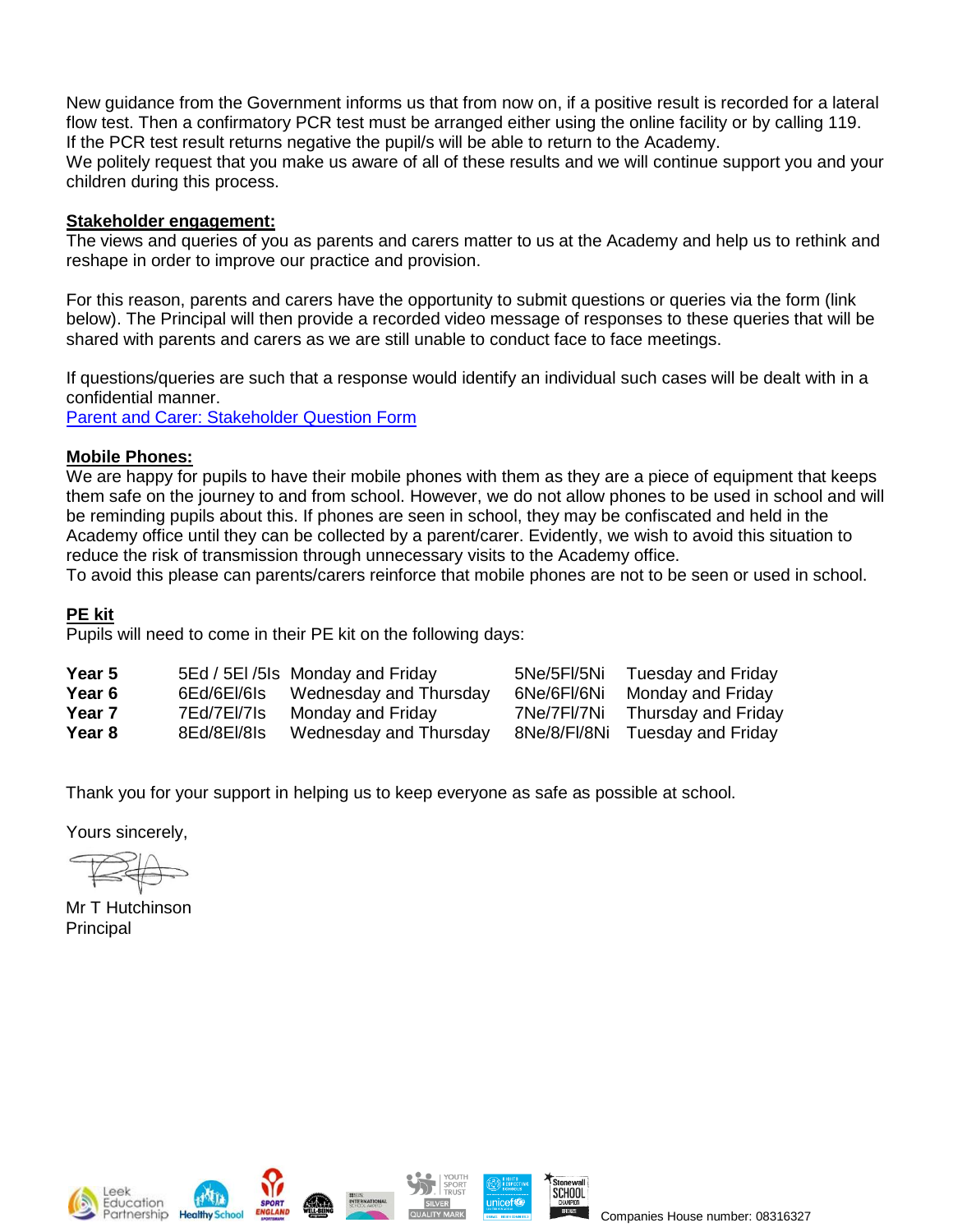New guidance from the Government informs us that from now on, if a positive result is recorded for a lateral flow test. Then a confirmatory PCR test must be arranged either using the online facility or by calling 119.
If the PCR test result returns negative the pupil/s will be able to return to the Academy.
We politely request that you make us aware of all of these results and we will continue support you and your children during this process.

**Stakeholder engagement:**
The views and queries of you as parents and carers matter to us at the Academy and help us to rethink and reshape in order to improve our practice and provision.

For this reason, parents and carers have the opportunity to submit questions or queries via the form (link below). The Principal will then provide a recorded video message of responses to these queries that will be shared with parents and carers as we are still unable to conduct face to face meetings.

If questions/queries are such that a response would identify an individual such cases will be dealt with in a confidential manner.
[Parent and Carer: Stakeholder Question Form]

**Mobile Phones:**
We are happy for pupils to have their mobile phones with them as they are a piece of equipment that keeps them safe on the journey to and from school. However, we do not allow phones to be used in school and will be reminding pupils about this. If phones are seen in school, they may be confiscated and held in the Academy office until they can be collected by a parent/carer. Evidently, we wish to avoid this situation to reduce the risk of transmission through unnecessary visits to the Academy office.
To avoid this please can parents/carers reinforce that mobile phones are not to be seen or used in school.

**PE kit**
Pupils will need to come in their PE kit on the following days:

| | | | | |
|---|---|---|---|---|
| **Year 5** | 5Ed / 5El /5Is | Monday and Friday | 5Ne/5Fl/5Ni | Tuesday and Friday |
| **Year 6** | 6Ed/6El/6Is | Wednesday and Thursday | 6Ne/6Fl/6Ni | Monday and Friday |
| **Year 7** | 7Ed/7El/7Is | Monday and Friday | 7Ne/7Fl/7Ni | Thursday and Friday |
| **Year 8** | 8Ed/8El/8Is | Wednesday and Thursday | 8Ne/8/Fl/8Ni | Tuesday and Friday |

Thank you for your support in helping us to keep everyone as safe as possible at school.

Yours sincerely,

Mr T Hutchinson
Principal

Companies House number: 08316327